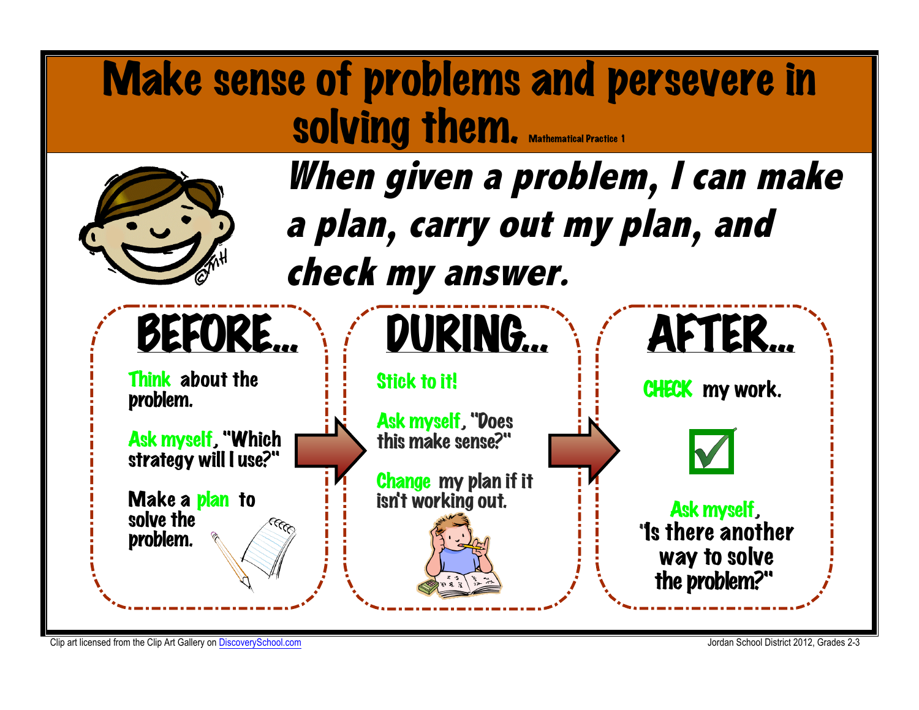# Make sense of problems and persevere in solving them.

Mathematical Practice 1

***When given a problem, I can make a plan, carry out my plan, and check my answer.***

## BEFORE...

Think about the problem.

Ask myself, "Which strategy will I use?"

Make a plan to solve the problem.

## DURING...

Stick to it!

Ask myself, "Does this make sense?"

Change my plan if it isn't working out.

## AFTER...

CHECK my work.

Ask myself, "Is there another way to solve the problem?"

Clip art licensed from the Clip Art Gallery on DiscoverySchool.com

Jordan School District 2012, Grades 2-3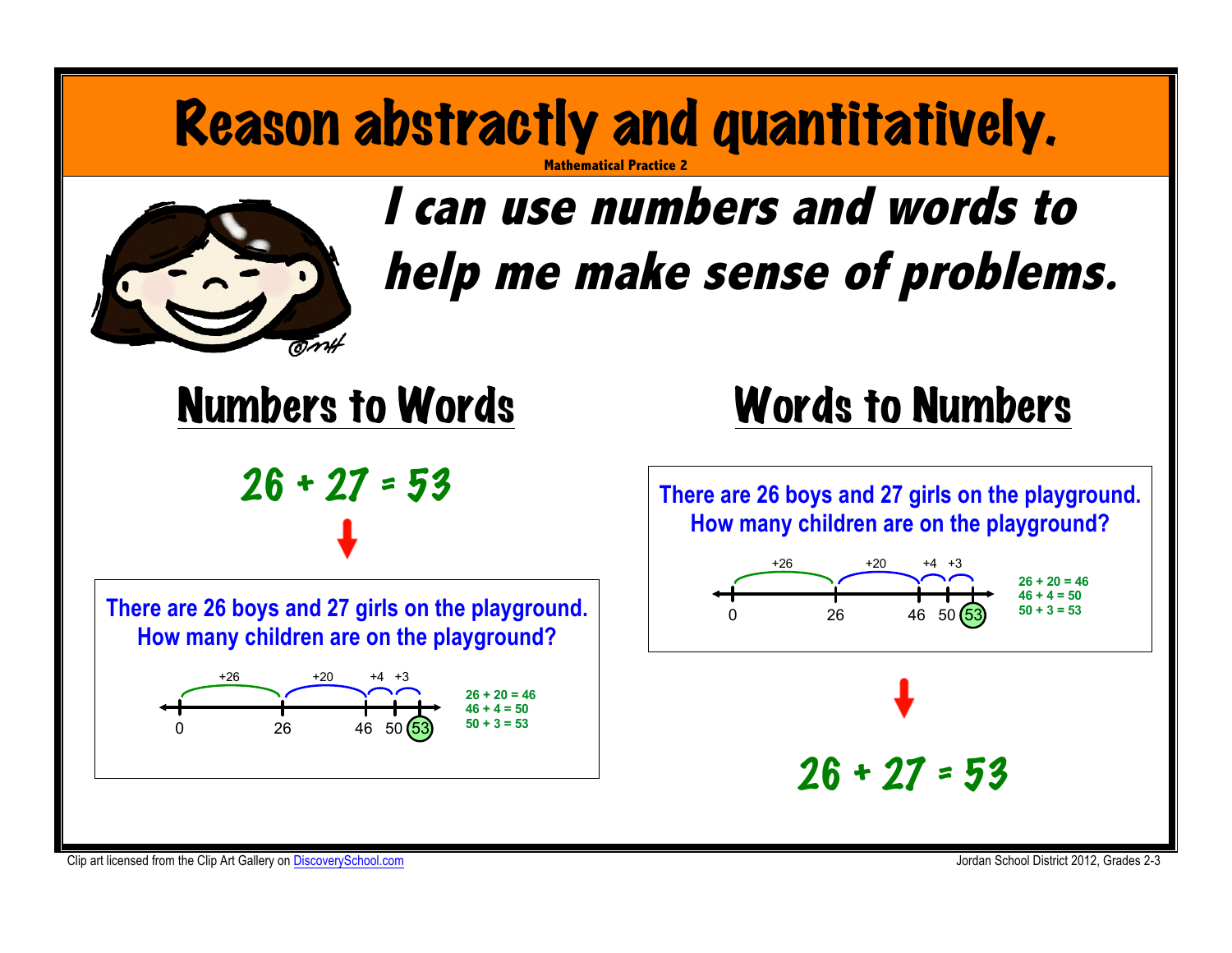# Reason abstractly and quantitatively.

Mathematical Practice 2

## *I can use numbers and words to help me make sense of problems.*

## Numbers to Words

$26 + 27 = 53$

↓

**There are 26 boys and 27 girls on the playground. How many children are on the playground?**

+26 +20 +4 +3

0 26 46 50 53

$26 + 20 = 46$
$46 + 4 = 50$
$50 + 3 = 53$

## Words to Numbers

**There are 26 boys and 27 girls on the playground. How many children are on the playground?**

+26 +20 +4 +3

0 26 46 50 53

$26 + 20 = 46$
$46 + 4 = 50$
$50 + 3 = 53$

↓

$26 + 27 = 53$

Clip art licensed from the Clip Art Gallery on DiscoverySchool.com

Jordan School District 2012, Grades 2-3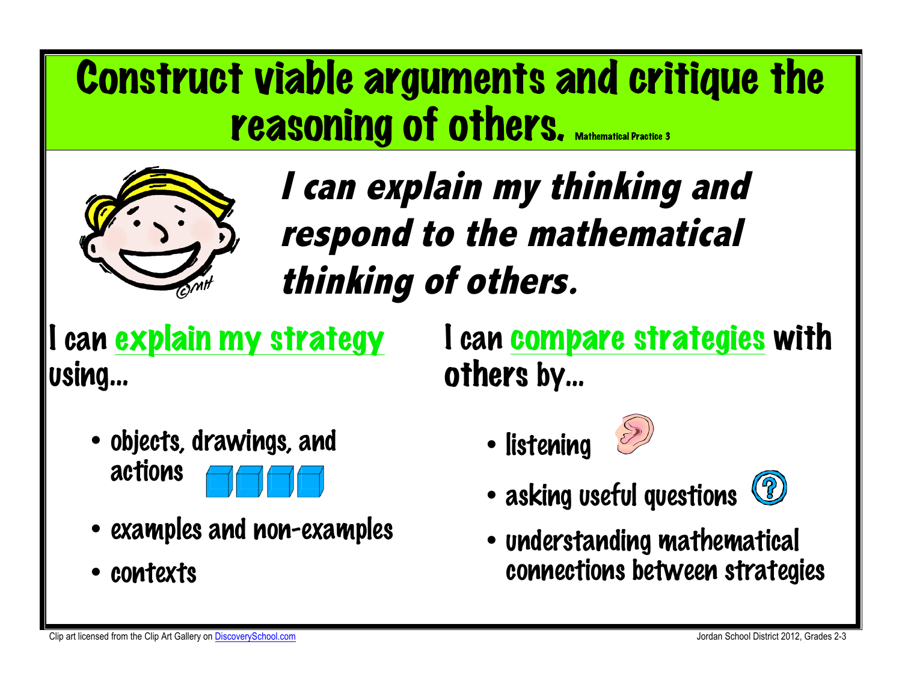# Construct viable arguments and critique the reasoning of others. Mathematical Practice 3

***I can explain my thinking and respond to the mathematical thinking of others.***

I can explain my strategy using…

- objects, drawings, and actions
- examples and non-examples
- contexts

I can compare strategies with others by…

- listening
- asking useful questions
- understanding mathematical connections between strategies

Clip art licensed from the Clip Art Gallery on DiscoverySchool.com

Jordan School District 2012, Grades 2-3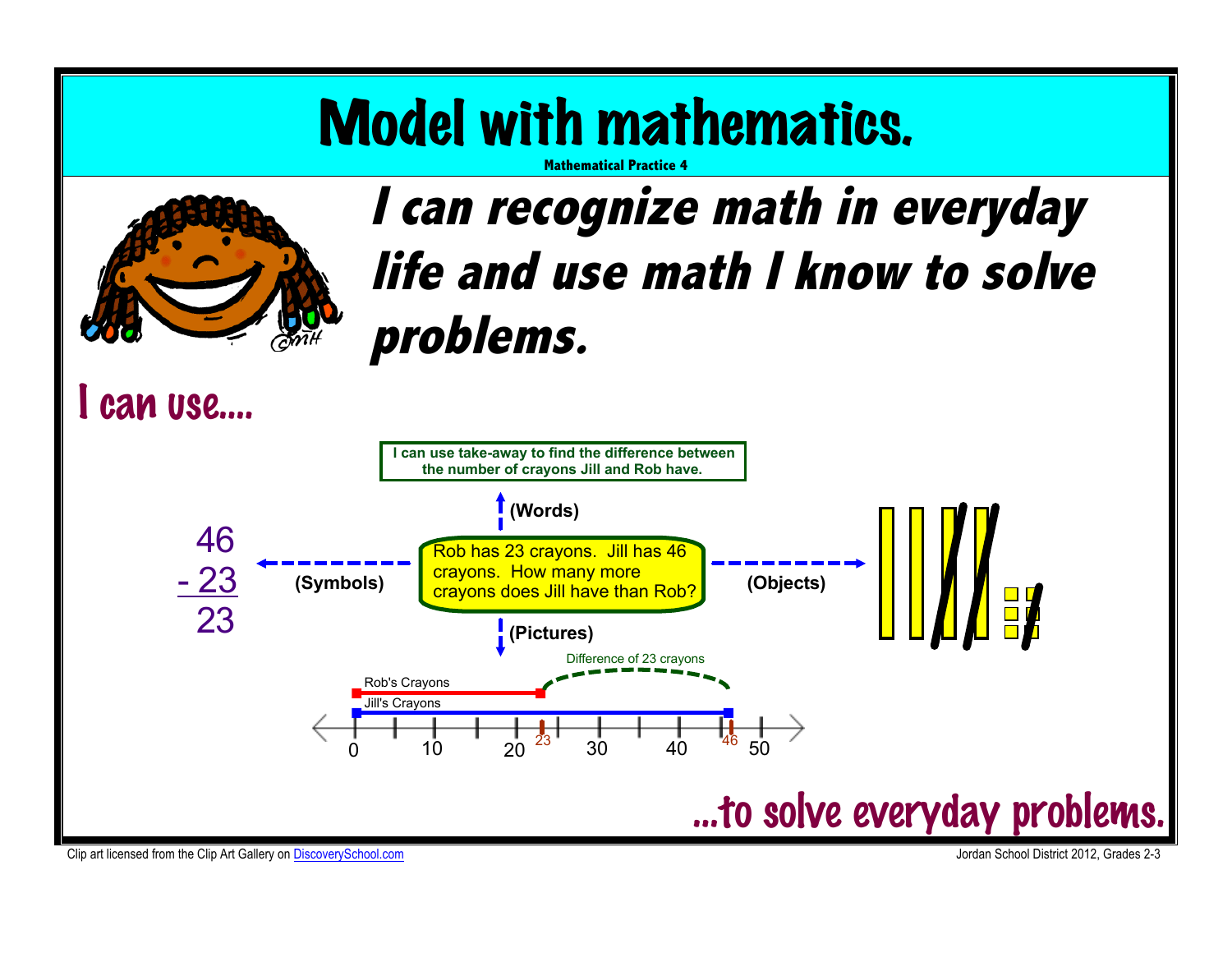# Model with mathematics.

Mathematical Practice 4

## *I can recognize math in everyday life and use math I know to solve problems.*

## I can use....

I can use take-away to find the difference between the number of crayons Jill and Rob have.

(Words)

Rob has 23 crayons. Jill has 46 crayons. How many more crayons does Jill have than Rob?

(Symbols)

$$\begin{array}{r} 46 \\ -\ 23 \\ \hline 23 \end{array}$$

(Objects)

(Pictures)

Difference of 23 crayons

Rob's Crayons

Jill's Crayons

0 10 20 23 30 40 46 50

## ...to solve everyday problems.

Clip art licensed from the Clip Art Gallery on DiscoverySchool.com

Jordan School District 2012, Grades 2-3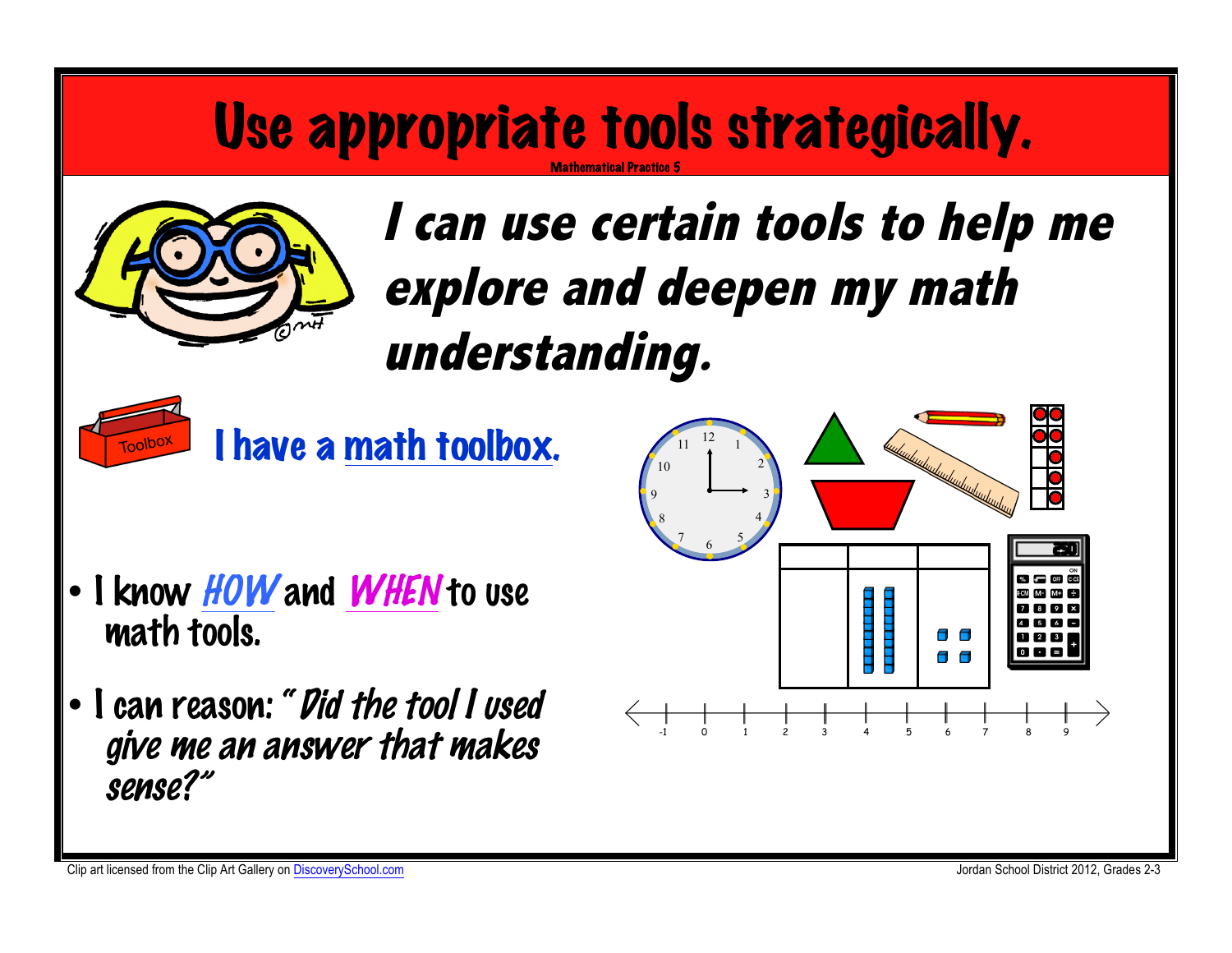# Use appropriate tools strategically.

Mathematical Practice 5

***I can use certain tools to help me explore and deepen my math understanding.***

I have a math toolbox.

- I know *HOW* and *WHEN* to use math tools.
- I can reason: *"Did the tool I used give me an answer that makes sense?"*

Clip art licensed from the Clip Art Gallery on DiscoverySchool.com

Jordan School District 2012, Grades 2-3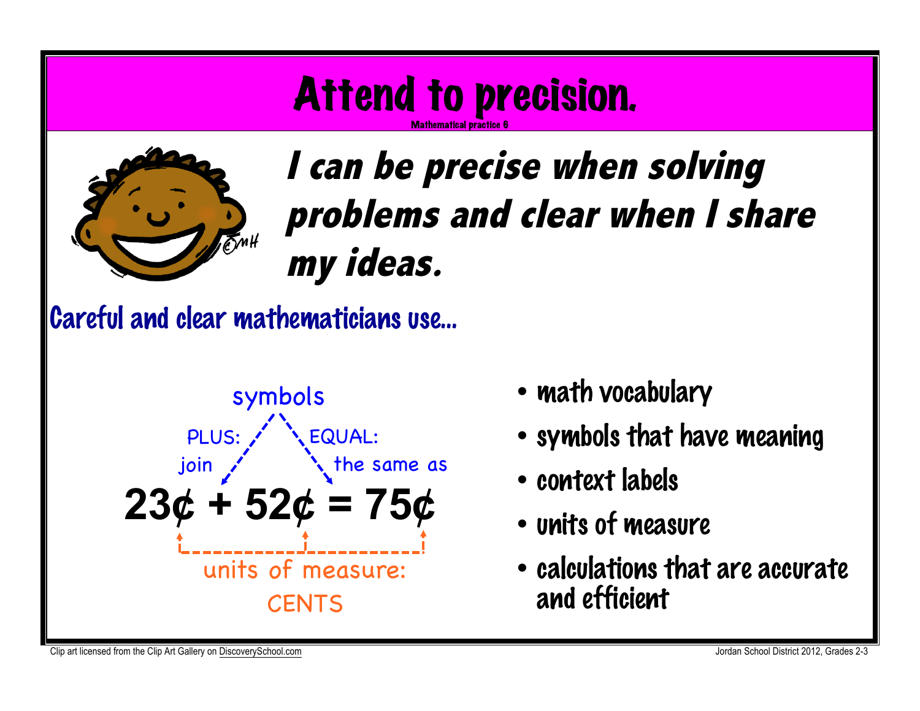# Attend to precision.

Mathematical practice 6

## *I can be precise when solving problems and clear when I share my ideas.*

### Careful and clear mathematicians use...

symbols

PLUS: join

EQUAL: the same as

**23¢ + 52¢ = 75¢**

units of measure: CENTS

- math vocabulary
- symbols that have meaning
- context labels
- units of measure
- calculations that are accurate and efficient

Clip art licensed from the Clip Art Gallery on DiscoverySchool.com

Jordan School District 2012, Grades 2-3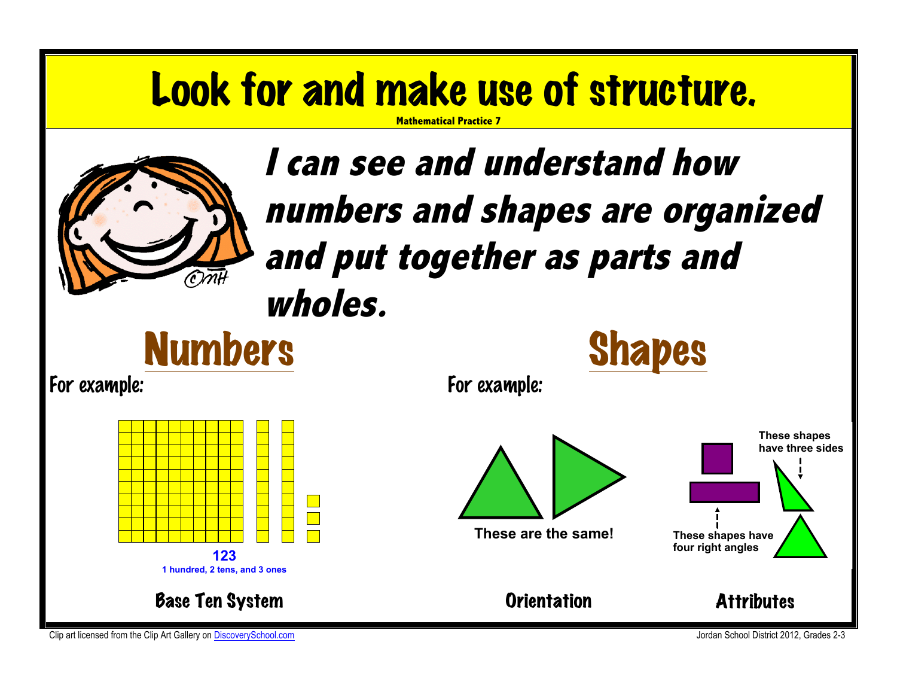# Look for and make use of structure.

**Mathematical Practice 7**

***I can see and understand how numbers and shapes are organized and put together as parts and wholes.***

## Numbers

For example:

**123**

**1 hundred, 2 tens, and 3 ones**

Base Ten System

## Shapes

For example:

**These are the same!**

Orientation

**These shapes have three sides**

**These shapes have four right angles**

Attributes

Clip art licensed from the Clip Art Gallery on DiscoverySchool.com

Jordan School District 2012, Grades 2-3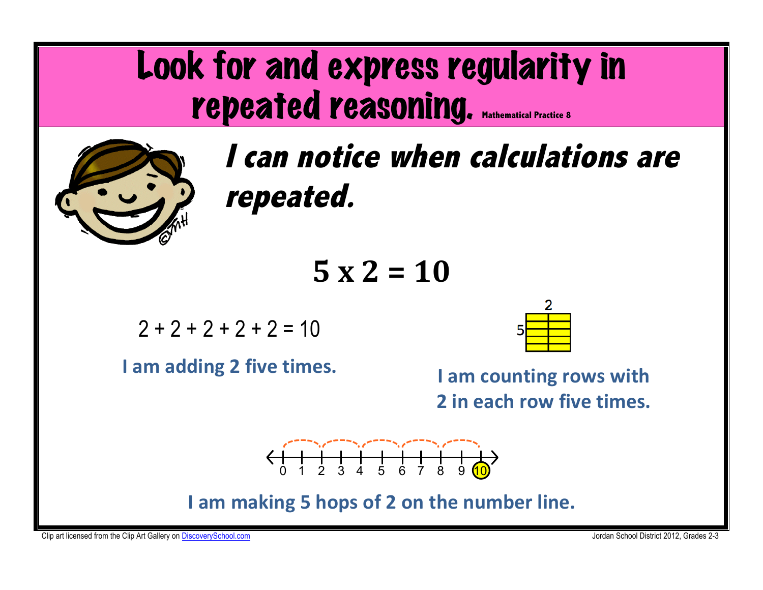# Look for and express regularity in repeated reasoning. 

Mathematical Practice 8

## *I can notice when calculations are repeated.*

$$5 \times 2 = 10$$

2 + 2 + 2 + 2 + 2 = 10

**I am adding 2 five times.**

2

5

**I am counting rows with 2 in each row five times.**

0 1 2 3 4 5 6 7 8 9 10

**I am making 5 hops of 2 on the number line.**

Clip art licensed from the Clip Art Gallery on DiscoverySchool.com

Jordan School District 2012, Grades 2-3